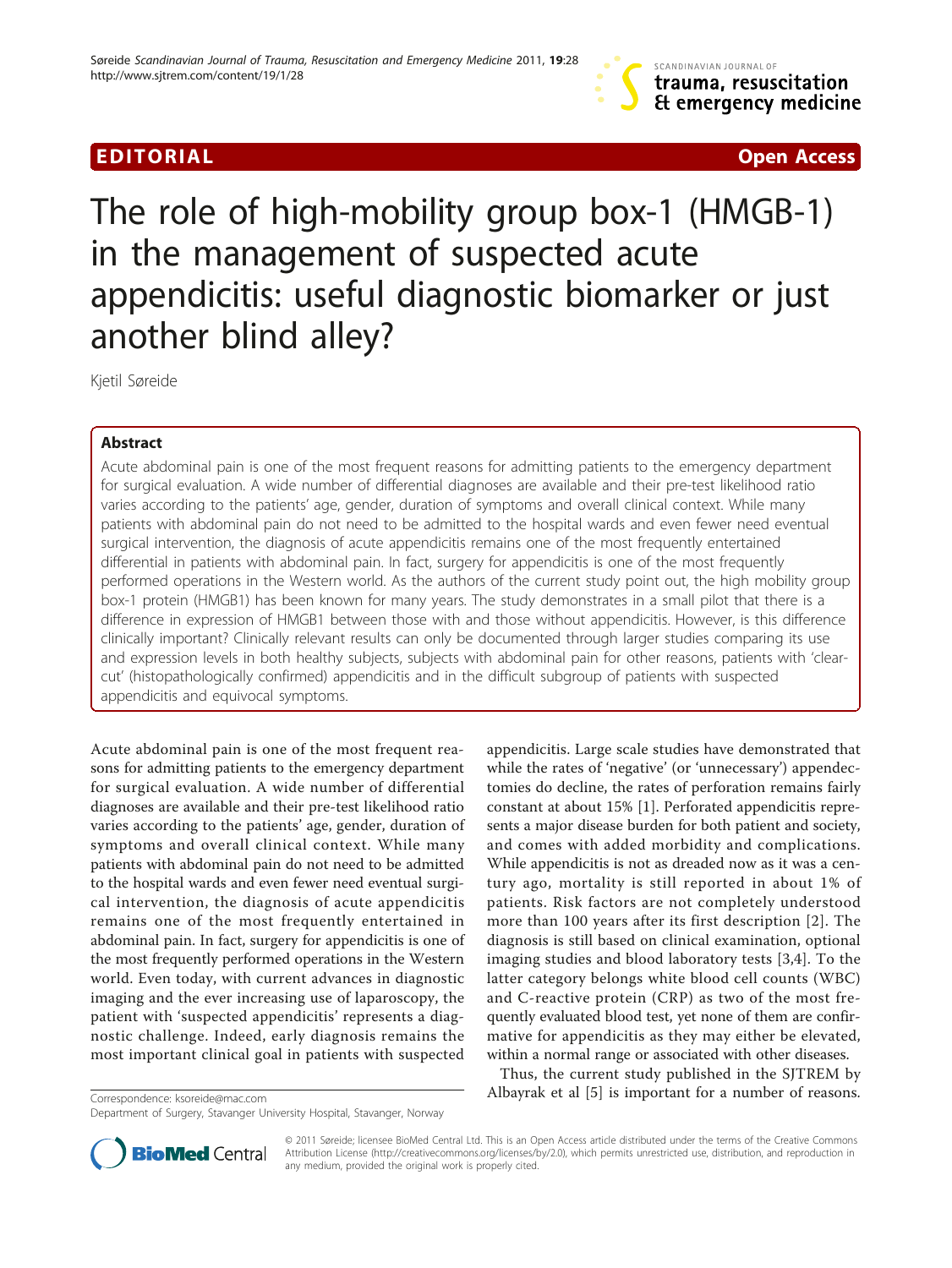EDITORIAL Open Access

# The role of high-mobility group box-1 (HMGB-1) in the management of suspected acute appendicitis: useful diagnostic biomarker or just another blind alley?

Kjetil Søreide

## Abstract

Acute abdominal pain is one of the most frequent reasons for admitting patients to the emergency department for surgical evaluation. A wide number of differential diagnoses are available and their pre-test likelihood ratio varies according to the patients' age, gender, duration of symptoms and overall clinical context. While many patients with abdominal pain do not need to be admitted to the hospital wards and even fewer need eventual surgical intervention, the diagnosis of acute appendicitis remains one of the most frequently entertained differential in patients with abdominal pain. In fact, surgery for appendicitis is one of the most frequently performed operations in the Western world. As the authors of the current study point out, the high mobility group box-1 protein (HMGB1) has been known for many years. The study demonstrates in a small pilot that there is a difference in expression of HMGB1 between those with and those without appendicitis. However, is this difference clinically important? Clinically relevant results can only be documented through larger studies comparing its use and expression levels in both healthy subjects, subjects with abdominal pain for other reasons, patients with 'clear-cut' (histopathologically confirmed) appendicitis and in the difficult subgroup of patients with suspected appendicitis and equivocal symptoms.

Acute abdominal pain is one of the most frequent reasons for admitting patients to the emergency department for surgical evaluation. A wide number of differential diagnoses are available and their pre-test likelihood ratio varies according to the patients' age, gender, duration of symptoms and overall clinical context. While many patients with abdominal pain do not need to be admitted to the hospital wards and even fewer need eventual surgical intervention, the diagnosis of acute appendicitis remains one of the most frequently entertained in abdominal pain. In fact, surgery for appendicitis is one of the most frequently performed operations in the Western world. Even today, with current advances in diagnostic imaging and the ever increasing use of laparoscopy, the patient with 'suspected appendicitis' represents a diagnostic challenge. Indeed, early diagnosis remains the most important clinical goal in patients with suspected appendicitis. Large scale studies have demonstrated that while the rates of 'negative' (or 'unnecessary') appendectomies do decline, the rates of perforation remains fairly constant at about 15% [1]. Perforated appendicitis represents a major disease burden for both patient and society, and comes with added morbidity and complications. While appendicitis is not as dreaded now as it was a century ago, mortality is still reported in about 1% of patients. Risk factors are not completely understood more than 100 years after its first description [2]. The diagnosis is still based on clinical examination, optional imaging studies and blood laboratory tests [3,4]. To the latter category belongs white blood cell counts (WBC) and C-reactive protein (CRP) as two of the most frequently evaluated blood test, yet none of them are confirmative for appendicitis as they may either be elevated, within a normal range or associated with other diseases.

Thus, the current study published in the SJTREM by Albayrak et al [5] is important for a number of reasons.

Correspondence: ksoreide@mac.com
Department of Surgery, Stavanger University Hospital, Stavanger, Norway

© 2011 Søreide; licensee BioMed Central Ltd. This is an Open Access article distributed under the terms of the Creative Commons Attribution License (http://creativecommons.org/licenses/by/2.0), which permits unrestricted use, distribution, and reproduction in any medium, provided the original work is properly cited.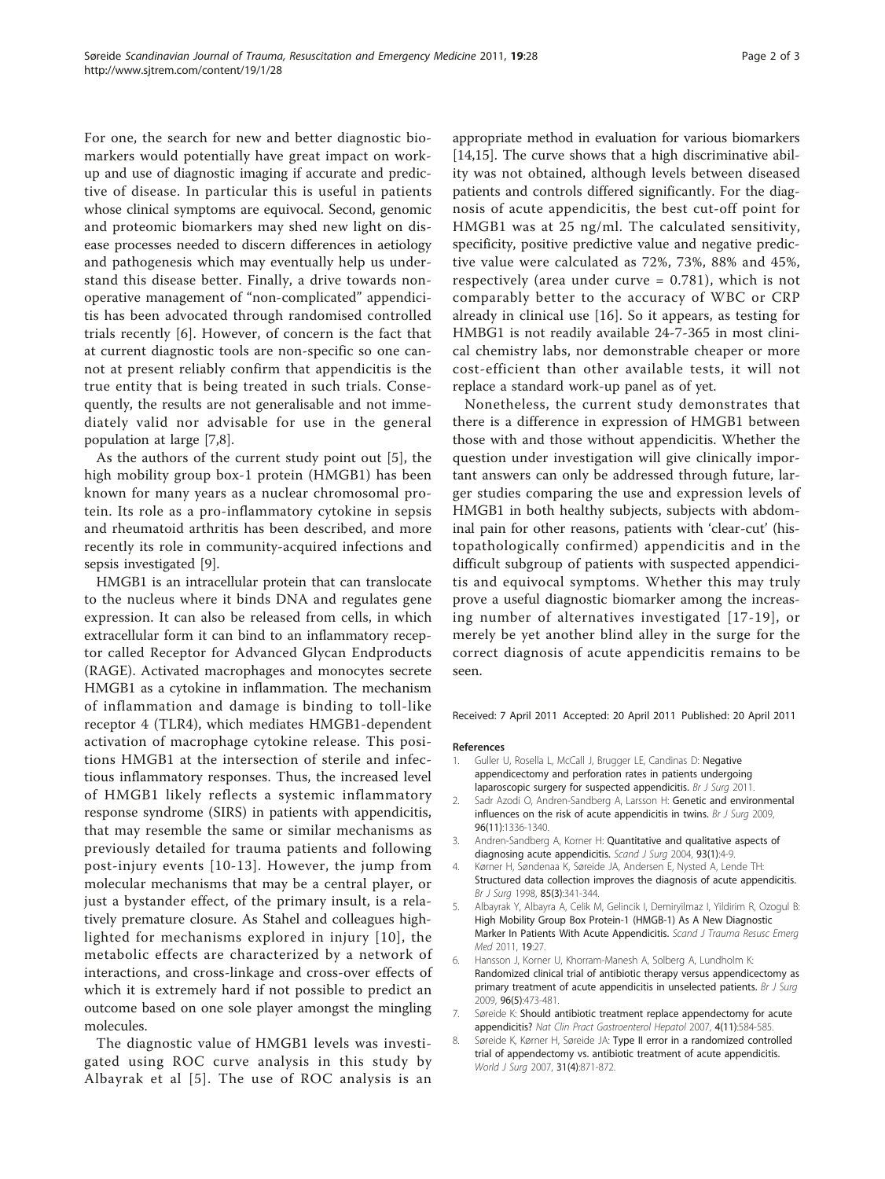For one, the search for new and better diagnostic biomarkers would potentially have great impact on work-up and use of diagnostic imaging if accurate and predictive of disease. In particular this is useful in patients whose clinical symptoms are equivocal. Second, genomic and proteomic biomarkers may shed new light on disease processes needed to discern differences in aetiology and pathogenesis which may eventually help us understand this disease better. Finally, a drive towards non-operative management of "non-complicated" appendicitis has been advocated through randomised controlled trials recently [6]. However, of concern is the fact that at current diagnostic tools are non-specific so one cannot at present reliably confirm that appendicitis is the true entity that is being treated in such trials. Consequently, the results are not generalisable and not immediately valid nor advisable for use in the general population at large [7,8].

As the authors of the current study point out [5], the high mobility group box-1 protein (HMGB1) has been known for many years as a nuclear chromosomal protein. Its role as a pro-inflammatory cytokine in sepsis and rheumatoid arthritis has been described, and more recently its role in community-acquired infections and sepsis investigated [9].

HMGB1 is an intracellular protein that can translocate to the nucleus where it binds DNA and regulates gene expression. It can also be released from cells, in which extracellular form it can bind to an inflammatory receptor called Receptor for Advanced Glycan Endproducts (RAGE). Activated macrophages and monocytes secrete HMGB1 as a cytokine in inflammation. The mechanism of inflammation and damage is binding to toll-like receptor 4 (TLR4), which mediates HMGB1-dependent activation of macrophage cytokine release. This positions HMGB1 at the intersection of sterile and infectious inflammatory responses. Thus, the increased level of HMGB1 likely reflects a systemic inflammatory response syndrome (SIRS) in patients with appendicitis, that may resemble the same or similar mechanisms as previously detailed for trauma patients and following post-injury events [10-13]. However, the jump from molecular mechanisms that may be a central player, or just a bystander effect, of the primary insult, is a relatively premature closure. As Stahel and colleagues highlighted for mechanisms explored in injury [10], the metabolic effects are characterized by a network of interactions, and cross-linkage and cross-over effects of which it is extremely hard if not possible to predict an outcome based on one sole player amongst the mingling molecules.

The diagnostic value of HMGB1 levels was investigated using ROC curve analysis in this study by Albayrak et al [5]. The use of ROC analysis is an appropriate method in evaluation for various biomarkers [14,15]. The curve shows that a high discriminative ability was not obtained, although levels between diseased patients and controls differed significantly. For the diagnosis of acute appendicitis, the best cut-off point for HMGB1 was at 25 ng/ml. The calculated sensitivity, specificity, positive predictive value and negative predictive value were calculated as 72%, 73%, 88% and 45%, respectively (area under curve = 0.781), which is not comparably better to the accuracy of WBC or CRP already in clinical use [16]. So it appears, as testing for HMBG1 is not readily available 24-7-365 in most clinical chemistry labs, nor demonstrable cheaper or more cost-efficient than other available tests, it will not replace a standard work-up panel as of yet.

Nonetheless, the current study demonstrates that there is a difference in expression of HMGB1 between those with and those without appendicitis. Whether the question under investigation will give clinically important answers can only be addressed through future, larger studies comparing the use and expression levels of HMGB1 in both healthy subjects, subjects with abdominal pain for other reasons, patients with 'clear-cut' (histopathologically confirmed) appendicitis and in the difficult subgroup of patients with suspected appendicitis and equivocal symptoms. Whether this may truly prove a useful diagnostic biomarker among the increasing number of alternatives investigated [17-19], or merely be yet another blind alley in the surge for the correct diagnosis of acute appendicitis remains to be seen.

Received: 7 April 2011 Accepted: 20 April 2011 Published: 20 April 2011

## References

1. Guller U, Rosella L, McCall J, Brugger LE, Candinas D: Negative appendicectomy and perforation rates in patients undergoing laparoscopic surgery for suspected appendicitis. *Br J Surg* 2011.
2. Sadr Azodi O, Andren-Sandberg A, Larsson H: Genetic and environmental influences on the risk of acute appendicitis in twins. *Br J Surg* 2009, **96(11)**:1336-1340.
3. Andren-Sandberg A, Korner H: Quantitative and qualitative aspects of diagnosing acute appendicitis. *Scand J Surg* 2004, **93(1)**:4-9.
4. Kørner H, Søndenaa K, Søreide JA, Andersen E, Nysted A, Lende TH: Structured data collection improves the diagnosis of acute appendicitis. *Br J Surg* 1998, **85(3)**:341-344.
5. Albayrak Y, Albayra A, Celik M, Gelincik I, Demiryilmaz I, Yildirim R, Ozogul B: High Mobility Group Box Protein-1 (HMGB-1) As A New Diagnostic Marker In Patients With Acute Appendicitis. *Scand J Trauma Resusc Emerg Med* 2011, **19**:27.
6. Hansson J, Korner U, Khorram-Manesh A, Solberg A, Lundholm K: Randomized clinical trial of antibiotic therapy versus appendicectomy as primary treatment of acute appendicitis in unselected patients. *Br J Surg* 2009, **96(5)**:473-481.
7. Søreide K: Should antibiotic treatment replace appendectomy for acute appendicitis? *Nat Clin Pract Gastroenterol Hepatol* 2007, **4(11)**:584-585.
8. Søreide K, Kørner H, Søreide JA: Type II error in a randomized controlled trial of appendectomy vs. antibiotic treatment of acute appendicitis. *World J Surg* 2007, **31(4)**:871-872.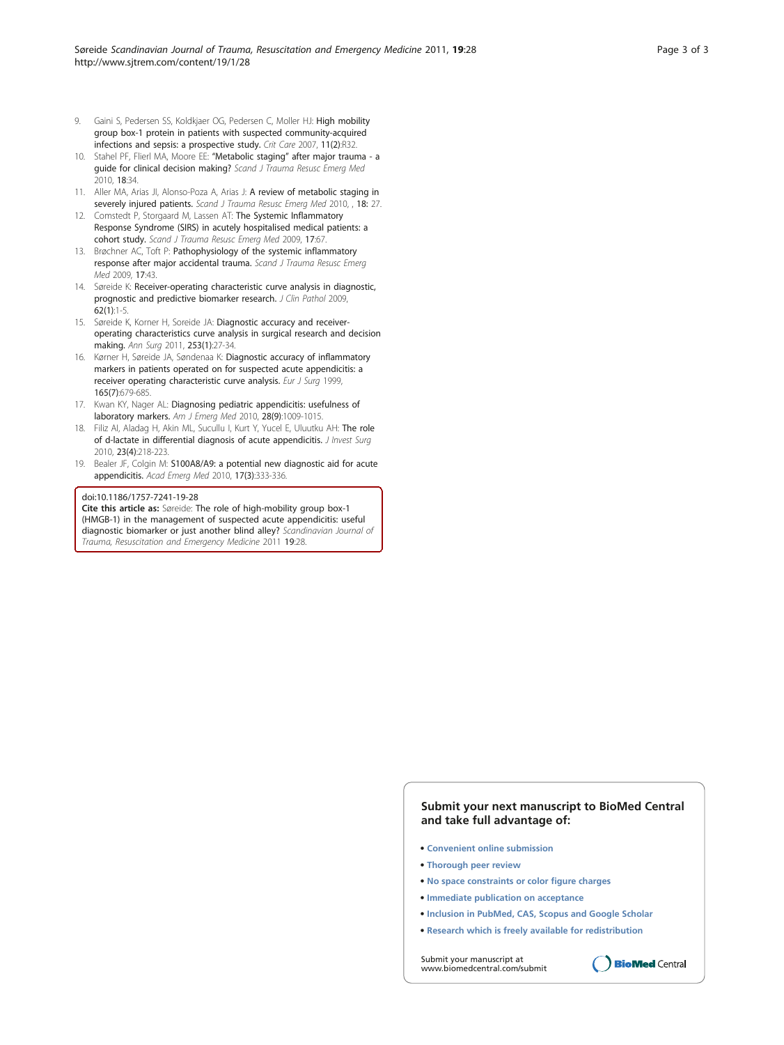9. Gaini S, Pedersen SS, Koldkjaer OG, Pedersen C, Moller HJ: **High mobility group box-1 protein in patients with suspected community-acquired infections and sepsis: a prospective study.** *Crit Care* 2007, **11(2)**:R32.
10. Stahel PF, Flierl MA, Moore EE: **"Metabolic staging" after major trauma - a guide for clinical decision making?** *Scand J Trauma Resusc Emerg Med* 2010, **18**:34.
11. Aller MA, Arias JI, Alonso-Poza A, Arias J: **A review of metabolic staging in severely injured patients.** *Scand J Trauma Resusc Emerg Med* 2010, , **18**: 27.
12. Comstedt P, Storgaard M, Lassen AT: **The Systemic Inflammatory Response Syndrome (SIRS) in acutely hospitalised medical patients: a cohort study.** *Scand J Trauma Resusc Emerg Med* 2009, **17**:67.
13. Brøchner AC, Toft P: **Pathophysiology of the systemic inflammatory response after major accidental trauma.** *Scand J Trauma Resusc Emerg Med* 2009, **17**:43.
14. Søreide K: **Receiver-operating characteristic curve analysis in diagnostic, prognostic and predictive biomarker research.** *J Clin Pathol* 2009, **62(1)**:1-5.
15. Søreide K, Korner H, Soreide JA: **Diagnostic accuracy and receiver-operating characteristics curve analysis in surgical research and decision making.** *Ann Surg* 2011, **253(1)**:27-34.
16. Kørner H, Søreide JA, Søndenaa K: **Diagnostic accuracy of inflammatory markers in patients operated on for suspected acute appendicitis: a receiver operating characteristic curve analysis.** *Eur J Surg* 1999, **165(7)**:679-685.
17. Kwan KY, Nager AL: **Diagnosing pediatric appendicitis: usefulness of laboratory markers.** *Am J Emerg Med* 2010, **28(9)**:1009-1015.
18. Filiz AI, Aladag H, Akin ML, Sucullu I, Kurt Y, Yucel E, Uluutku AH: **The role of d-lactate in differential diagnosis of acute appendicitis.** *J Invest Surg* 2010, **23(4)**:218-223.
19. Bealer JF, Colgin M: **S100A8/A9: a potential new diagnostic aid for acute appendicitis.** *Acad Emerg Med* 2010, **17(3)**:333-336.

doi:10.1186/1757-7241-19-28

**Cite this article as:** Søreide: The role of high-mobility group box-1 (HMGB-1) in the management of suspected acute appendicitis: useful diagnostic biomarker or just another blind alley? *Scandinavian Journal of Trauma, Resuscitation and Emergency Medicine* 2011 **19**:28.

**Submit your next manuscript to BioMed Central and take full advantage of:**

- Convenient online submission
- Thorough peer review
- No space constraints or color figure charges
- Immediate publication on acceptance
- Inclusion in PubMed, CAS, Scopus and Google Scholar
- Research which is freely available for redistribution

Submit your manuscript at www.biomedcentral.com/submit

BioMed Central